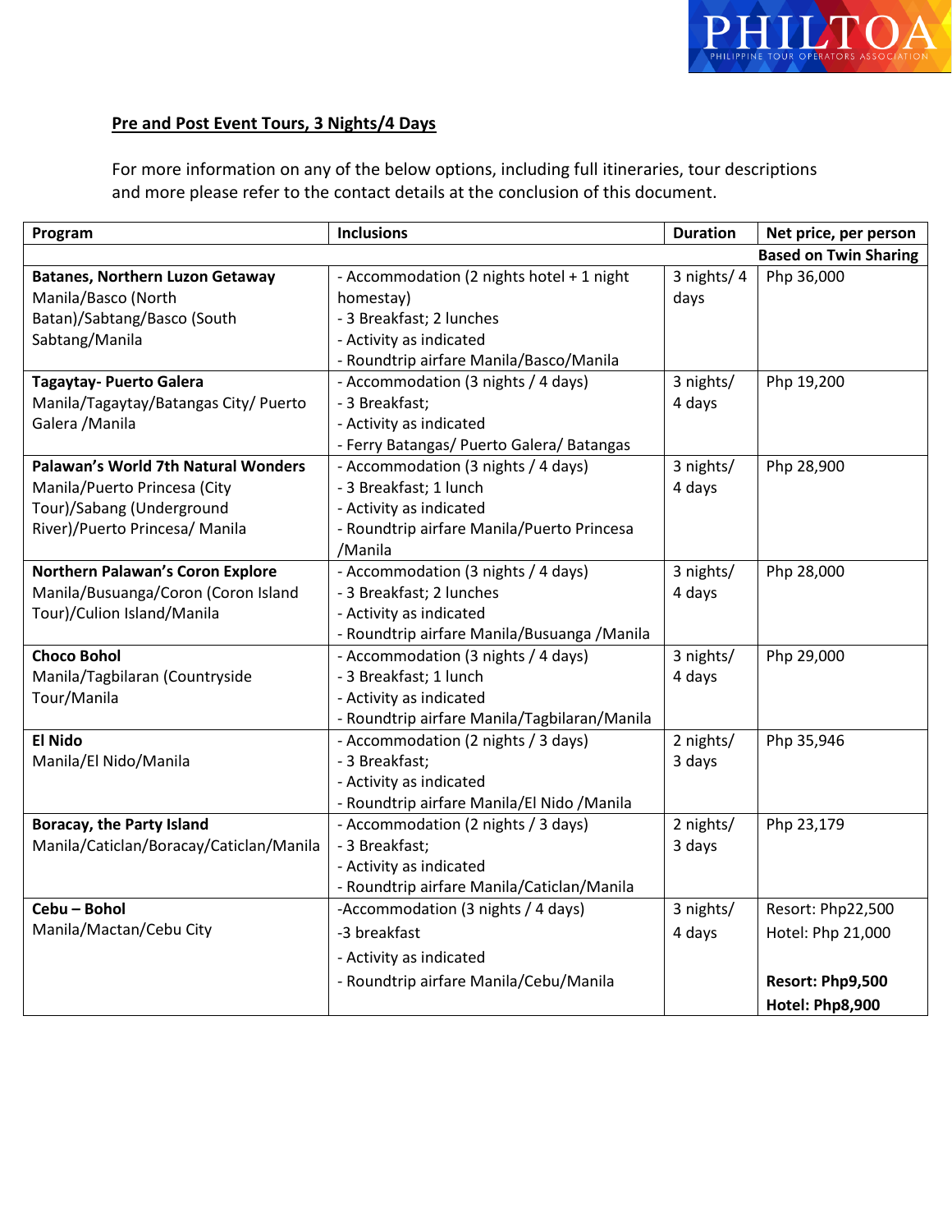## Pre and Post Event Tours, 3 Nights/4 Days

For more information on any of the below options, including full itineraries, tour descriptions and more please refer to the contact details at the conclusion of this document.

| Program | Inclusions | Duration | Net price, per person |
|---|---|---|---|
| | | | **Based on Twin Sharing** |
| **Batanes, Northern Luzon Getaway**<br>Manila/Basco (North Batan)/Sabtang/Basco (South Sabtang/Manila | - Accommodation (2 nights hotel + 1 night homestay)<br>- 3 Breakfast; 2 lunches<br>- Activity as indicated<br>- Roundtrip airfare Manila/Basco/Manila | 3 nights/ 4 days | Php 36,000 |
| **Tagaytay- Puerto Galera**<br>Manila/Tagaytay/Batangas City/ Puerto Galera /Manila | - Accommodation (3 nights / 4 days)<br>- 3 Breakfast;<br>- Activity as indicated<br>- Ferry Batangas/ Puerto Galera/ Batangas | 3 nights/ 4 days | Php 19,200 |
| **Palawan's World 7th Natural Wonders**<br>Manila/Puerto Princesa (City Tour)/Sabang (Underground River)/Puerto Princesa/ Manila | - Accommodation (3 nights / 4 days)<br>- 3 Breakfast; 1 lunch<br>- Activity as indicated<br>- Roundtrip airfare Manila/Puerto Princesa /Manila | 3 nights/ 4 days | Php 28,900 |
| **Northern Palawan's Coron Explore**<br>Manila/Busuanga/Coron (Coron Island Tour)/Culion Island/Manila | - Accommodation (3 nights / 4 days)<br>- 3 Breakfast; 2 lunches<br>- Activity as indicated<br>- Roundtrip airfare Manila/Busuanga /Manila | 3 nights/ 4 days | Php 28,000 |
| **Choco Bohol**<br>Manila/Tagbilaran (Countryside Tour/Manila | - Accommodation (3 nights / 4 days)<br>- 3 Breakfast; 1 lunch<br>- Activity as indicated<br>- Roundtrip airfare Manila/Tagbilaran/Manila | 3 nights/ 4 days | Php 29,000 |
| **El Nido**<br>Manila/El Nido/Manila | - Accommodation (2 nights / 3 days)<br>- 3 Breakfast;<br>- Activity as indicated<br>- Roundtrip airfare Manila/El Nido /Manila | 2 nights/ 3 days | Php 35,946 |
| **Boracay, the Party Island**<br>Manila/Caticlan/Boracay/Caticlan/Manila | - Accommodation (2 nights / 3 days)<br>- 3 Breakfast;<br>- Activity as indicated<br>- Roundtrip airfare Manila/Caticlan/Manila | 2 nights/ 3 days | Php 23,179 |
| **Cebu – Bohol**<br>Manila/Mactan/Cebu City | -Accommodation (3 nights / 4 days)<br>-3 breakfast<br>- Activity as indicated<br>- Roundtrip airfare Manila/Cebu/Manila | 3 nights/ 4 days | Resort: Php22,500<br>Hotel: Php 21,000<br><br>**Resort: Php9,500**<br>**Hotel: Php8,900** |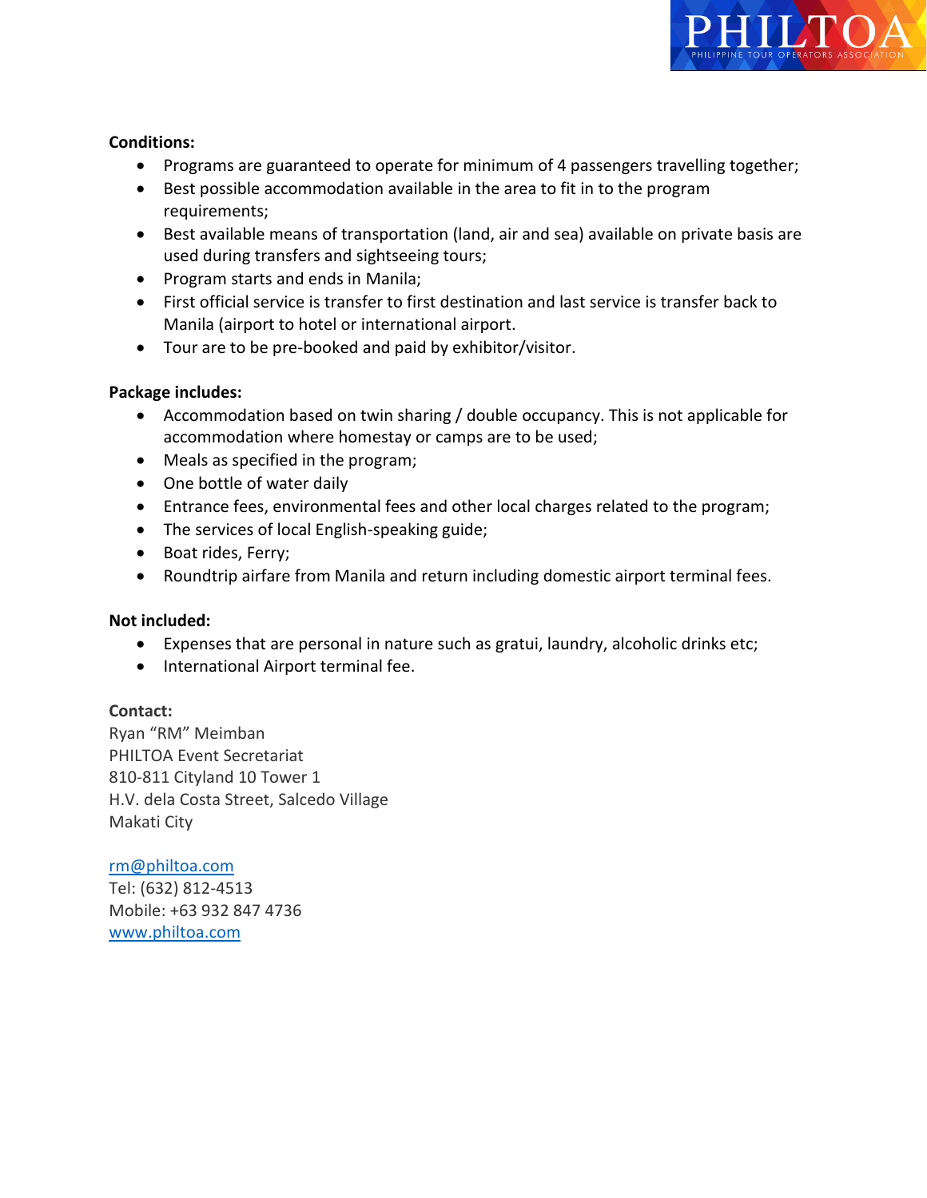**Conditions:**

- Programs are guaranteed to operate for minimum of 4 passengers travelling together;
- Best possible accommodation available in the area to fit in to the program requirements;
- Best available means of transportation (land, air and sea) available on private basis are used during transfers and sightseeing tours;
- Program starts and ends in Manila;
- First official service is transfer to first destination and last service is transfer back to Manila (airport to hotel or international airport.
- Tour are to be pre-booked and paid by exhibitor/visitor.

**Package includes:**

- Accommodation based on twin sharing / double occupancy. This is not applicable for accommodation where homestay or camps are to be used;
- Meals as specified in the program;
- One bottle of water daily
- Entrance fees, environmental fees and other local charges related to the program;
- The services of local English-speaking guide;
- Boat rides, Ferry;
- Roundtrip airfare from Manila and return including domestic airport terminal fees.

**Not included:**

- Expenses that are personal in nature such as gratui, laundry, alcoholic drinks etc;
- International Airport terminal fee.

**Contact:**
Ryan "RM" Meimban
PHILTOA Event Secretariat
810-811 Cityland 10 Tower 1
H.V. dela Costa Street, Salcedo Village
Makati City

rm@philtoa.com
Tel: (632) 812-4513
Mobile: +63 932 847 4736
www.philtoa.com